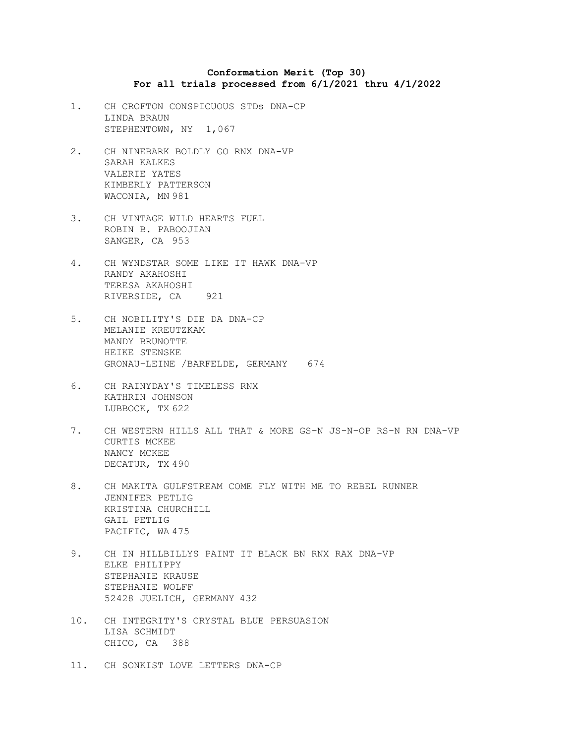**Conformation Merit (Top 30)**
**For all trials processed from 6/1/2021 thru 4/1/2022**

1. CH CROFTON CONSPICUOUS STDs DNA-CP
   LINDA BRAUN
   STEPHENTOWN, NY 1,067

2. CH NINEBARK BOLDLY GO RNX DNA-VP
   SARAH KALKES
   VALERIE YATES
   KIMBERLY PATTERSON
   WACONIA, MN 981

3. CH VINTAGE WILD HEARTS FUEL
   ROBIN B. PABOOJIAN
   SANGER, CA 953

4. CH WYNDSTAR SOME LIKE IT HAWK DNA-VP
   RANDY AKAHOSHI
   TERESA AKAHOSHI
   RIVERSIDE, CA 921

5. CH NOBILITY'S DIE DA DNA-CP
   MELANIE KREUTZKAM
   MANDY BRUNOTTE
   HEIKE STENSKE
   GRONAU-LEINE /BARFELDE, GERMANY 674

6. CH RAINYDAY'S TIMELESS RNX
   KATHRIN JOHNSON
   LUBBOCK, TX 622

7. CH WESTERN HILLS ALL THAT & MORE GS-N JS-N-OP RS-N RN DNA-VP
   CURTIS MCKEE
   NANCY MCKEE
   DECATUR, TX 490

8. CH MAKITA GULFSTREAM COME FLY WITH ME TO REBEL RUNNER
   JENNIFER PETLIG
   KRISTINA CHURCHILL
   GAIL PETLIG
   PACIFIC, WA 475

9. CH IN HILLBILLYS PAINT IT BLACK BN RNX RAX DNA-VP
   ELKE PHILIPPY
   STEPHANIE KRAUSE
   STEPHANIE WOLFF
   52428 JUELICH, GERMANY 432

10. CH INTEGRITY'S CRYSTAL BLUE PERSUASION
    LISA SCHMIDT
    CHICO, CA 388

11. CH SONKIST LOVE LETTERS DNA-CP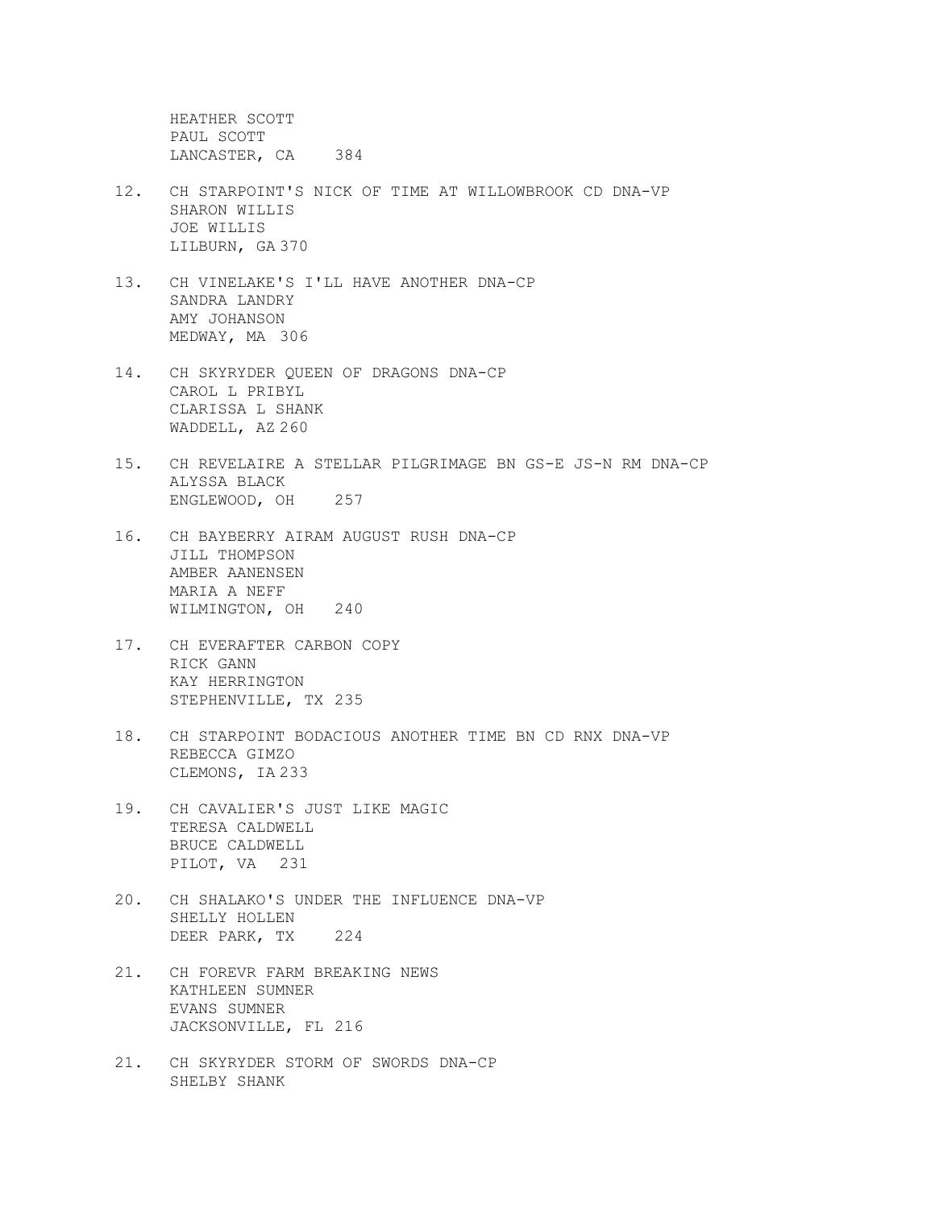HEATHER SCOTT
PAUL SCOTT
LANCASTER, CA 384

12. CH STARPOINT'S NICK OF TIME AT WILLOWBROOK CD DNA-VP
    SHARON WILLIS
    JOE WILLIS
    LILBURN, GA 370

13. CH VINELAKE'S I'LL HAVE ANOTHER DNA-CP
    SANDRA LANDRY
    AMY JOHANSON
    MEDWAY, MA 306

14. CH SKYRYDER QUEEN OF DRAGONS DNA-CP
    CAROL L PRIBYL
    CLARISSA L SHANK
    WADDELL, AZ 260

15. CH REVELAIRE A STELLAR PILGRIMAGE BN GS-E JS-N RM DNA-CP
    ALYSSA BLACK
    ENGLEWOOD, OH 257

16. CH BAYBERRY AIRAM AUGUST RUSH DNA-CP
    JILL THOMPSON
    AMBER AANENSEN
    MARIA A NEFF
    WILMINGTON, OH 240

17. CH EVERAFTER CARBON COPY
    RICK GANN
    KAY HERRINGTON
    STEPHENVILLE, TX 235

18. CH STARPOINT BODACIOUS ANOTHER TIME BN CD RNX DNA-VP
    REBECCA GIMZO
    CLEMONS, IA 233

19. CH CAVALIER'S JUST LIKE MAGIC
    TERESA CALDWELL
    BRUCE CALDWELL
    PILOT, VA 231

20. CH SHALAKO'S UNDER THE INFLUENCE DNA-VP
    SHELLY HOLLEN
    DEER PARK, TX 224

21. CH FOREVR FARM BREAKING NEWS
    KATHLEEN SUMNER
    EVANS SUMNER
    JACKSONVILLE, FL 216

21. CH SKYRYDER STORM OF SWORDS DNA-CP
    SHELBY SHANK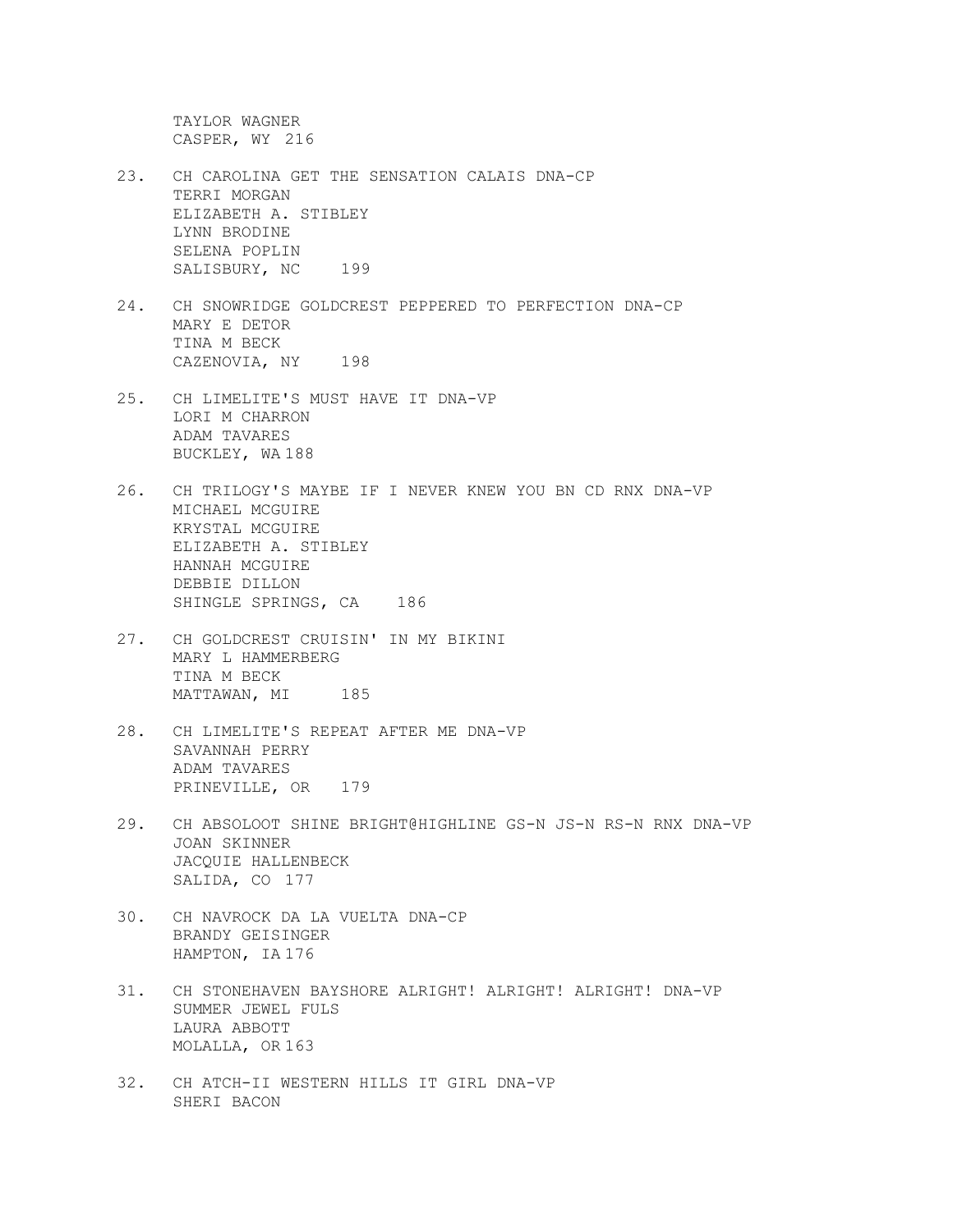TAYLOR WAGNER
CASPER, WY 216

23. CH CAROLINA GET THE SENSATION CALAIS DNA-CP
    TERRI MORGAN
    ELIZABETH A. STIBLEY
    LYNN BRODINE
    SELENA POPLIN
    SALISBURY, NC 199

24. CH SNOWRIDGE GOLDCREST PEPPERED TO PERFECTION DNA-CP
    MARY E DETOR
    TINA M BECK
    CAZENOVIA, NY 198

25. CH LIMELITE'S MUST HAVE IT DNA-VP
    LORI M CHARRON
    ADAM TAVARES
    BUCKLEY, WA 188

26. CH TRILOGY'S MAYBE IF I NEVER KNEW YOU BN CD RNX DNA-VP
    MICHAEL MCGUIRE
    KRYSTAL MCGUIRE
    ELIZABETH A. STIBLEY
    HANNAH MCGUIRE
    DEBBIE DILLON
    SHINGLE SPRINGS, CA 186

27. CH GOLDCREST CRUISIN' IN MY BIKINI
    MARY L HAMMERBERG
    TINA M BECK
    MATTAWAN, MI 185

28. CH LIMELITE'S REPEAT AFTER ME DNA-VP
    SAVANNAH PERRY
    ADAM TAVARES
    PRINEVILLE, OR 179

29. CH ABSOLOOT SHINE BRIGHT@HIGHLINE GS-N JS-N RS-N RNX DNA-VP
    JOAN SKINNER
    JACQUIE HALLENBECK
    SALIDA, CO 177

30. CH NAVROCK DA LA VUELTA DNA-CP
    BRANDY GEISINGER
    HAMPTON, IA 176

31. CH STONEHAVEN BAYSHORE ALRIGHT! ALRIGHT! ALRIGHT! DNA-VP
    SUMMER JEWEL FULS
    LAURA ABBOTT
    MOLALLA, OR 163

32. CH ATCH-II WESTERN HILLS IT GIRL DNA-VP
    SHERI BACON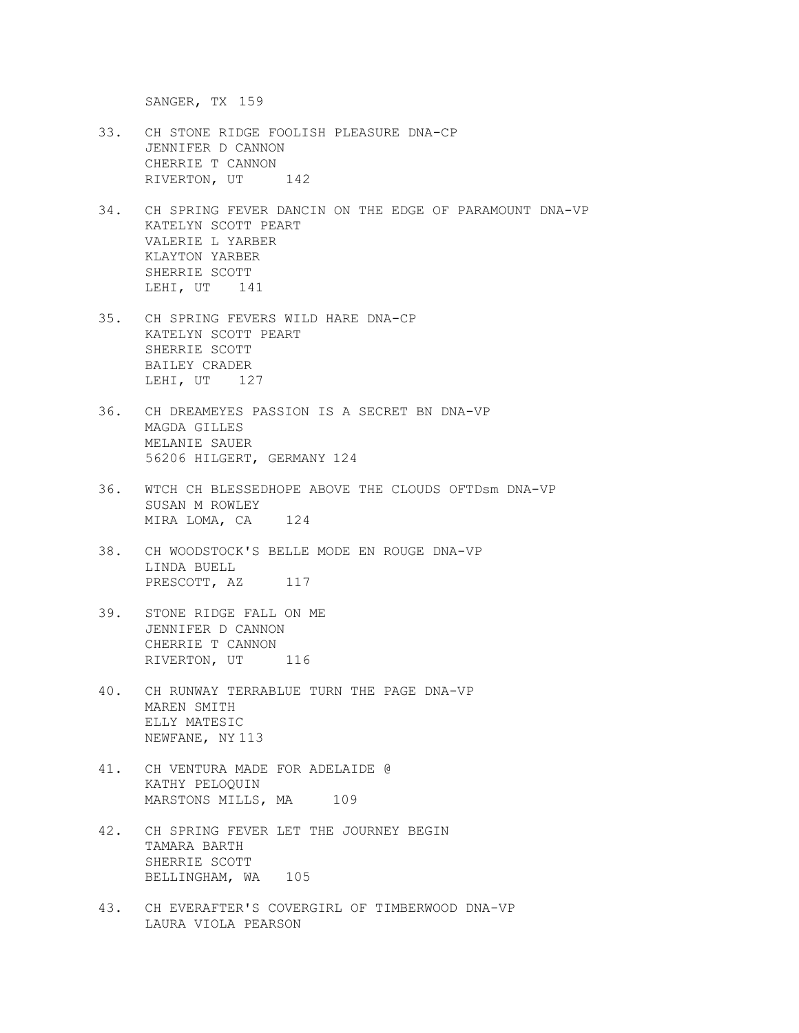SANGER, TX 159

33. CH STONE RIDGE FOOLISH PLEASURE DNA-CP
    JENNIFER D CANNON
    CHERRIE T CANNON
    RIVERTON, UT 142

34. CH SPRING FEVER DANCIN ON THE EDGE OF PARAMOUNT DNA-VP
    KATELYN SCOTT PEART
    VALERIE L YARBER
    KLAYTON YARBER
    SHERRIE SCOTT
    LEHI, UT 141

35. CH SPRING FEVERS WILD HARE DNA-CP
    KATELYN SCOTT PEART
    SHERRIE SCOTT
    BAILEY CRADER
    LEHI, UT 127

36. CH DREAMEYES PASSION IS A SECRET BN DNA-VP
    MAGDA GILLES
    MELANIE SAUER
    56206 HILGERT, GERMANY 124

36. WTCH CH BLESSEDHOPE ABOVE THE CLOUDS OFTDsm DNA-VP
    SUSAN M ROWLEY
    MIRA LOMA, CA 124

38. CH WOODSTOCK'S BELLE MODE EN ROUGE DNA-VP
    LINDA BUELL
    PRESCOTT, AZ 117

39. STONE RIDGE FALL ON ME
    JENNIFER D CANNON
    CHERRIE T CANNON
    RIVERTON, UT 116

40. CH RUNWAY TERRABLUE TURN THE PAGE DNA-VP
    MAREN SMITH
    ELLY MATESIC
    NEWFANE, NY 113

41. CH VENTURA MADE FOR ADELAIDE @
    KATHY PELOQUIN
    MARSTONS MILLS, MA 109

42. CH SPRING FEVER LET THE JOURNEY BEGIN
    TAMARA BARTH
    SHERRIE SCOTT
    BELLINGHAM, WA 105

43. CH EVERAFTER'S COVERGIRL OF TIMBERWOOD DNA-VP
    LAURA VIOLA PEARSON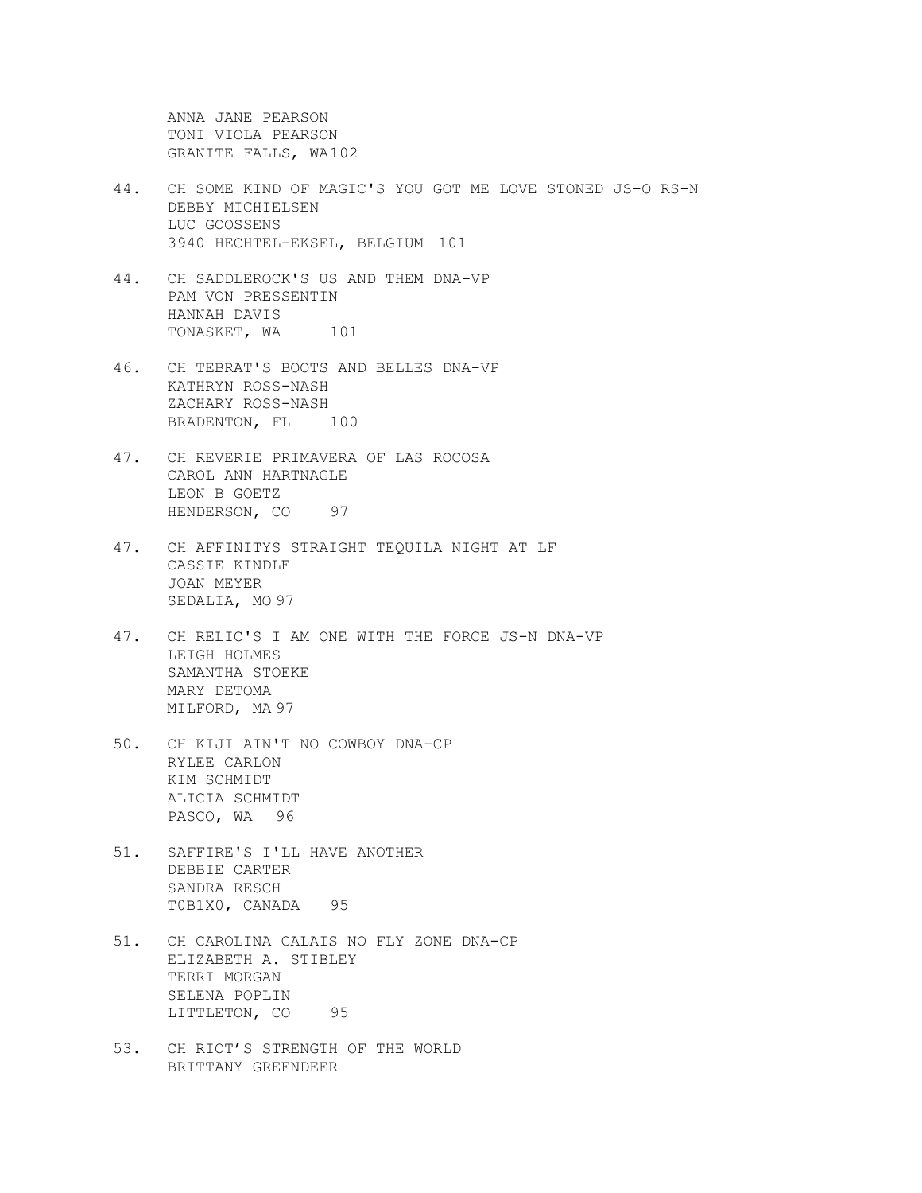ANNA JANE PEARSON
TONI VIOLA PEARSON
GRANITE FALLS, WA102

44. CH SOME KIND OF MAGIC'S YOU GOT ME LOVE STONED JS-O RS-N
    DEBBY MICHIELSEN
    LUC GOOSSENS
    3940 HECHTEL-EKSEL, BELGIUM 101

44. CH SADDLEROCK'S US AND THEM DNA-VP
    PAM VON PRESSENTIN
    HANNAH DAVIS
    TONASKET, WA 101

46. CH TEBRAT'S BOOTS AND BELLES DNA-VP
    KATHRYN ROSS-NASH
    ZACHARY ROSS-NASH
    BRADENTON, FL 100

47. CH REVERIE PRIMAVERA OF LAS ROCOSA
    CAROL ANN HARTNAGLE
    LEON B GOETZ
    HENDERSON, CO 97

47. CH AFFINITYS STRAIGHT TEQUILA NIGHT AT LF
    CASSIE KINDLE
    JOAN MEYER
    SEDALIA, MO 97

47. CH RELIC'S I AM ONE WITH THE FORCE JS-N DNA-VP
    LEIGH HOLMES
    SAMANTHA STOEKE
    MARY DETOMA
    MILFORD, MA 97

50. CH KIJI AIN'T NO COWBOY DNA-CP
    RYLEE CARLON
    KIM SCHMIDT
    ALICIA SCHMIDT
    PASCO, WA 96

51. SAFFIRE'S I'LL HAVE ANOTHER
    DEBBIE CARTER
    SANDRA RESCH
    T0B1X0, CANADA 95

51. CH CAROLINA CALAIS NO FLY ZONE DNA-CP
    ELIZABETH A. STIBLEY
    TERRI MORGAN
    SELENA POPLIN
    LITTLETON, CO 95

53. CH RIOT'S STRENGTH OF THE WORLD
    BRITTANY GREENDEER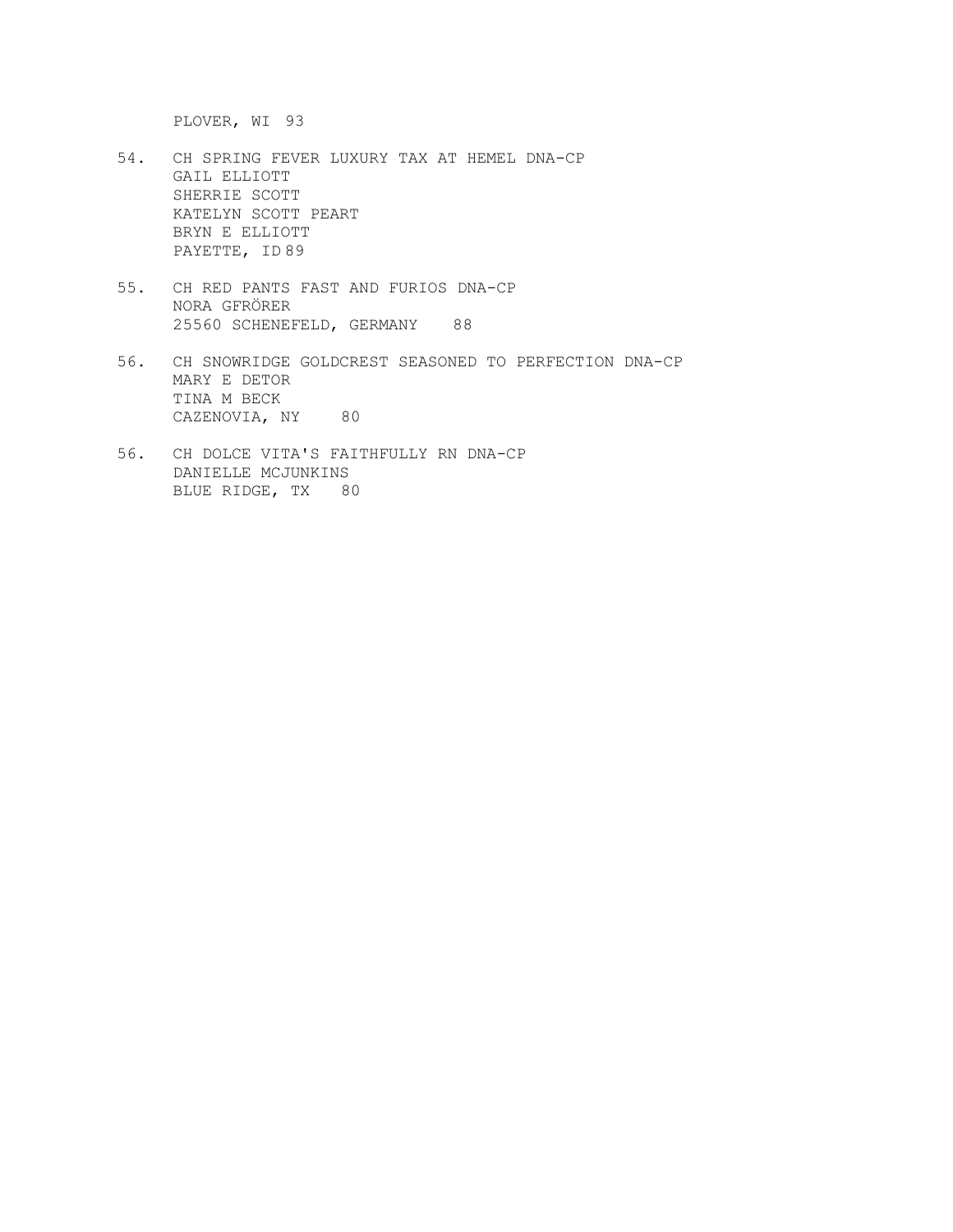PLOVER, WI 93

54. CH SPRING FEVER LUXURY TAX AT HEMEL DNA-CP
    GAIL ELLIOTT
    SHERRIE SCOTT
    KATELYN SCOTT PEART
    BRYN E ELLIOTT
    PAYETTE, ID 89

55. CH RED PANTS FAST AND FURIOS DNA-CP
    NORA GFRÖRER
    25560 SCHENEFELD, GERMANY 88

56. CH SNOWRIDGE GOLDCREST SEASONED TO PERFECTION DNA-CP
    MARY E DETOR
    TINA M BECK
    CAZENOVIA, NY 80

56. CH DOLCE VITA'S FAITHFULLY RN DNA-CP
    DANIELLE MCJUNKINS
    BLUE RIDGE, TX 80